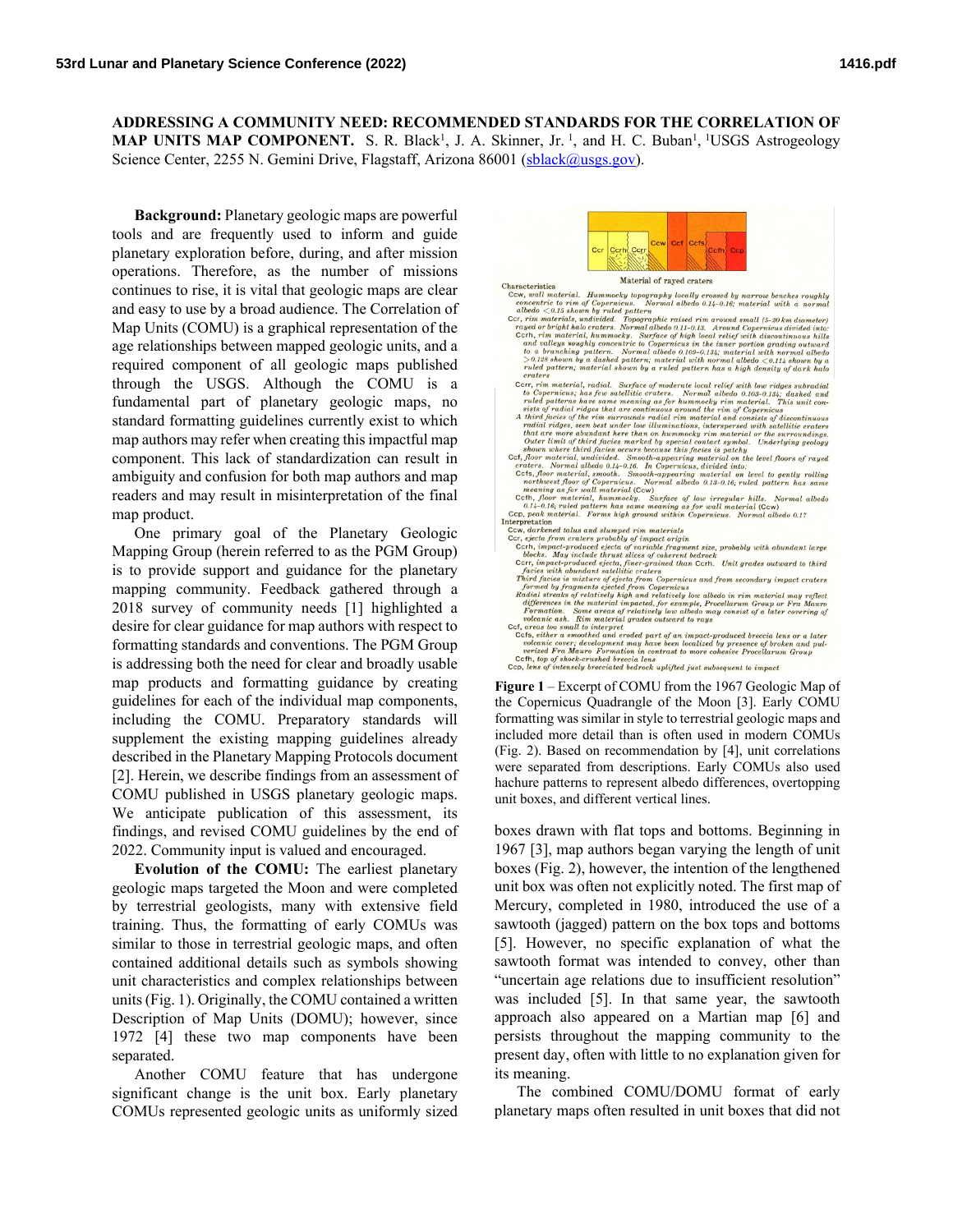**ADDRESSING A COMMUNITY NEED: RECOMMENDED STANDARDS FOR THE CORRELATION OF MAP UNITS MAP COMPONENT.** S. R. Black[1], J. A. Skinner, Jr. [1], and H. C. Buban[1], [1]USGS Astrogeology Science Center, 2255 N. Gemini Drive, Flagstaff, Arizona 86001 (sblack@usgs.gov).

**Background:** Planetary geologic maps are powerful tools and are frequently used to inform and guide planetary exploration before, during, and after mission operations. Therefore, as the number of missions continues to rise, it is vital that geologic maps are clear and easy to use by a broad audience. The Correlation of Map Units (COMU) is a graphical representation of the age relationships between mapped geologic units, and a required component of all geologic maps published through the USGS. Although the COMU is a fundamental part of planetary geologic maps, no standard formatting guidelines currently exist to which map authors may refer when creating this impactful map component. This lack of standardization can result in ambiguity and confusion for both map authors and map readers and may result in misinterpretation of the final map product.

One primary goal of the Planetary Geologic Mapping Group (herein referred to as the PGM Group) is to provide support and guidance for the planetary mapping community. Feedback gathered through a 2018 survey of community needs [1] highlighted a desire for clear guidance for map authors with respect to formatting standards and conventions. The PGM Group is addressing both the need for clear and broadly usable map products and formatting guidance by creating guidelines for each of the individual map components, including the COMU. Preparatory standards will supplement the existing mapping guidelines already described in the Planetary Mapping Protocols document [2]. Herein, we describe findings from an assessment of COMU published in USGS planetary geologic maps. We anticipate publication of this assessment, its findings, and revised COMU guidelines by the end of 2022. Community input is valued and encouraged.

**Evolution of the COMU:** The earliest planetary geologic maps targeted the Moon and were completed by terrestrial geologists, many with extensive field training. Thus, the formatting of early COMUs was similar to those in terrestrial geologic maps, and often contained additional details such as symbols showing unit characteristics and complex relationships between units (Fig. 1). Originally, the COMU contained a written Description of Map Units (DOMU); however, since 1972 [4] these two map components have been separated.

Another COMU feature that has undergone significant change is the unit box. Early planetary COMUs represented geologic units as uniformly sized boxes drawn with flat tops and bottoms. Beginning in 1967 [3], map authors began varying the length of unit boxes (Fig. 2), however, the intention of the lengthened unit box was often not explicitly noted. The first map of Mercury, completed in 1980, introduced the use of a sawtooth (jagged) pattern on the box tops and bottoms [5]. However, no specific explanation of what the sawtooth format was intended to convey, other than "uncertain age relations due to insufficient resolution" was included [5]. In that same year, the sawtooth approach also appeared on a Martian map [6] and persists throughout the mapping community to the present day, often with little to no explanation given for its meaning.

Ccr Ccrh Ccrr Ccw Ccf Ccfs Ccfh Ccp

Material of rayed craters

Characteristics

Ccw, *wall material.* Hummocky topography locally crossed by narrow benches roughly concentric to rim of Copernicus. Normal albedo 0.14–0.16; material with a normal albedo <0.15 shown by ruled pattern

Ccr, *rim materials, undivided.* Topographic raised rim around small (5–20 km diameter) rayed or bright halo craters. Normal albedo 0.11–0.13. Around Copernicus divided into:

Ccrh, *rim material, hummocky.* Surface of high local relief with discontinuous hills and valleys roughly concentric to Copernicus in the inner portion grading outward to a branching pattern. Normal albedo 0.109–0.134; material with normal albedo >0.128 shown by a dashed pattern; material with normal albedo <0.114 shown by a ruled pattern; material shown by a ruled pattern has a high density of dark halo craters

Ccrr, *rim material, radial.* Surface of moderate local relief with low ridges subradial to Copernicus; has few satellitic craters. Normal albedo 0.103–0.134; dashed and ruled patterns have same meaning as for hummocky rim material. This unit consists of radial ridges that are continuous around the rim of Copernicus

A third facies of the rim surrounds radial rim material and consists of discontinuous radial ridges, seen best under low illuminations, interspersed with satellitic craters that are more abundant here than on hummocky rim material or the surroundings. Outer limit of third facies marked by special contact symbol. Underlying geology shown where third facies occurs because this facies is patchy

Ccf, *floor material, undivided.* Smooth-appearing material on the level floors of rayed craters. Normal albedo 0.14–0.16. In Copernicus, divided into:

Ccfs, *floor material, smooth.* Smooth-appearing material on level to gently rolling northwest floor of Copernicus. Normal albedo 0.13–0.16; ruled pattern has same meaning as for wall material (Ccw)

Ccfh, *floor material, hummocky.* Surface of low irregular hills. Normal albedo 0.14–0.16; ruled pattern has same meaning as for wall material (Ccw)

Ccp, *peak material.* Forms high ground within Copernicus. Normal albedo 0.17

Interpretation

Ccw, *darkened talus and slumped rim materials*

Ccr, *ejecta from craters probably of impact origin*

Ccrh, *impact-produced ejecta of variable fragment size, probably with abundant large blocks. May include thrust slices of coherent bedrock*

Ccrr, *impact-produced ejecta, finer-grained than Ccrh. Unit grades outward to third facies with abundant satellite craters*

*Third facies is mixture of ejecta from Copernicus and from secondary impact craters formed by fragments ejected from Copernicus*

*Radial streaks of relatively high and relatively low albedo in rim material may reflect differences in the material impacted, for example, Procellarum Group or Fra Mauro Formation. Some areas of relatively low albedo may consist of a later covering of volcanic ash. Rim material grades outward to rays*

Ccf, *areas too small to interpret*

Ccfs, *either a smoothed and eroded part of an impact-produced breccia lens or a later volcanic cover; development may have been localized by presence of broken and pulverized Fra Mauro Formation in contrast to more cohesive Procellarum Group*

Ccfh, *top of shock-crushed breccia lens*

Ccp, *lens of intensely brecciated bedrock uplifted just subsequent to impact*

**Figure 1** – Excerpt of COMU from the 1967 Geologic Map of the Copernicus Quadrangle of the Moon [3]. Early COMU formatting was similar in style to terrestrial geologic maps and included more detail than is often used in modern COMUs (Fig. 2). Based on recommendation by [4], unit correlations were separated from descriptions. Early COMUs also used hachure patterns to represent albedo differences, overtopping unit boxes, and different vertical lines.

The combined COMU/DOMU format of early planetary maps often resulted in unit boxes that did not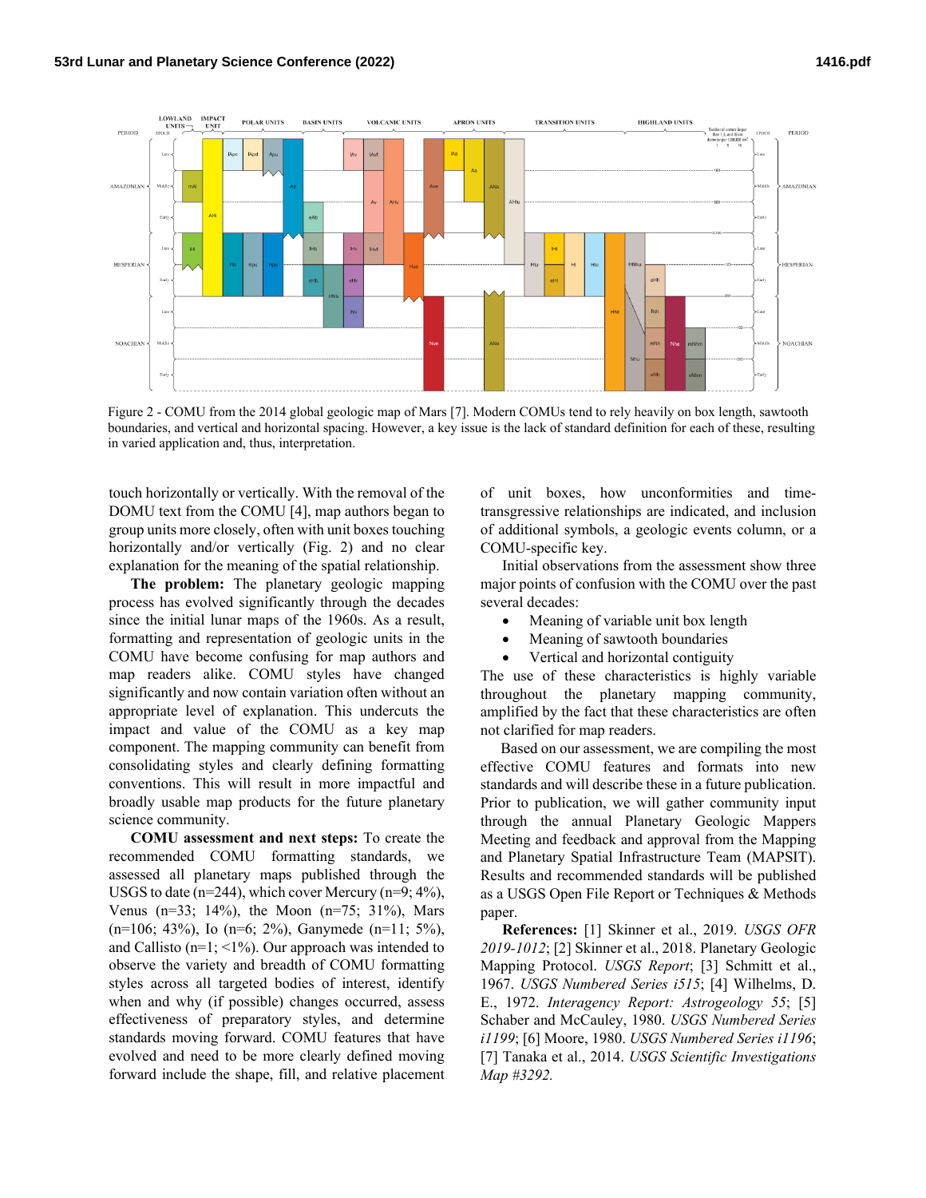PERIOD | LOWLAND UNITS EPOCH | IMPACT UNIT | POLAR UNITS | BASIN UNITS | VOLCANIC UNITS | APRON UNITS | TRANSITION UNITS | HIGHLAND UNITS | Number of craters larger than 1, 5, and 16-km diameter per 1,000,000 km² 1 5 16 | EPOCH | PERIOD

AMAZONIAN: Late, Middle, Early

HESPERIAN: Late, Early

NOACHIAN: Late, Middle, Early

mAl, AHi, lApc, lApd, Apu, Ap, eAb, lAv, lAvf, Av, AHv, Ave, lAa, Aa, ANa, AHtu, lHl, Hp, Hpu, Hpe, lHb, eHb, HNb, lHv, lHvf, eHv, lNv, Hve, Nve, Htu, lHt, eHt, Ht, Hto, HNt, HNhu, eHh, lNh, mNh, Nhe, mNhm, Nhu, eNh, eNhm

100, 600, 2,100, 125, 200, 400, 150, 250

Figure 2 - COMU from the 2014 global geologic map of Mars [7]. Modern COMUs tend to rely heavily on box length, sawtooth boundaries, and vertical and horizontal spacing. However, a key issue is the lack of standard definition for each of these, resulting in varied application and, thus, interpretation.

touch horizontally or vertically. With the removal of the DOMU text from the COMU [4], map authors began to group units more closely, often with unit boxes touching horizontally and/or vertically (Fig. 2) and no clear explanation for the meaning of the spatial relationship.

**The problem:** The planetary geologic mapping process has evolved significantly through the decades since the initial lunar maps of the 1960s. As a result, formatting and representation of geologic units in the COMU have become confusing for map authors and map readers alike. COMU styles have changed significantly and now contain variation often without an appropriate level of explanation. This undercuts the impact and value of the COMU as a key map component. The mapping community can benefit from consolidating styles and clearly defining formatting conventions. This will result in more impactful and broadly usable map products for the future planetary science community.

**COMU assessment and next steps:** To create the recommended COMU formatting standards, we assessed all planetary maps published through the USGS to date (n=244), which cover Mercury (n=9; 4%), Venus (n=33; 14%), the Moon (n=75; 31%), Mars (n=106; 43%), Io (n=6; 2%), Ganymede (n=11; 5%), and Callisto (n=1; <1%). Our approach was intended to observe the variety and breadth of COMU formatting styles across all targeted bodies of interest, identify when and why (if possible) changes occurred, assess effectiveness of preparatory styles, and determine standards moving forward. COMU features that have evolved and need to be more clearly defined moving forward include the shape, fill, and relative placement of unit boxes, how unconformities and time-transgressive relationships are indicated, and inclusion of additional symbols, a geologic events column, or a COMU-specific key.

Initial observations from the assessment show three major points of confusion with the COMU over the past several decades:

- Meaning of variable unit box length
- Meaning of sawtooth boundaries
- Vertical and horizontal contiguity

The use of these characteristics is highly variable throughout the planetary mapping community, amplified by the fact that these characteristics are often not clarified for map readers.

Based on our assessment, we are compiling the most effective COMU features and formats into new standards and will describe these in a future publication. Prior to publication, we will gather community input through the annual Planetary Geologic Mappers Meeting and feedback and approval from the Mapping and Planetary Spatial Infrastructure Team (MAPSIT). Results and recommended standards will be published as a USGS Open File Report or Techniques & Methods paper.

**References:** [1] Skinner et al., 2019. *USGS OFR 2019-1012*; [2] Skinner et al., 2018. Planetary Geologic Mapping Protocol. *USGS Report*; [3] Schmitt et al., 1967. *USGS Numbered Series i515*; [4] Wilhelms, D. E., 1972. *Interagency Report: Astrogeology 55*; [5] Schaber and McCauley, 1980. *USGS Numbered Series i1199*; [6] Moore, 1980. *USGS Numbered Series i1196*; [7] Tanaka et al., 2014. *USGS Scientific Investigations Map #3292.*